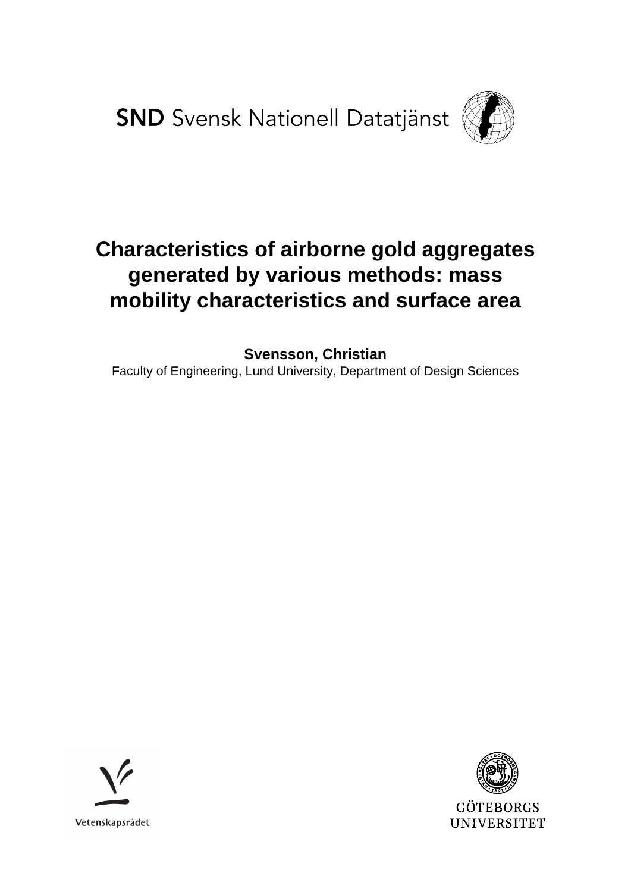SND Svensk Nationell Datatjänst

# Characteristics of airborne gold aggregates generated by various methods: mass mobility characteristics and surface area

**Svensson, Christian**

Faculty of Engineering, Lund University, Department of Design Sciences

Vetenskapsrådet

GÖTEBORGS UNIVERSITET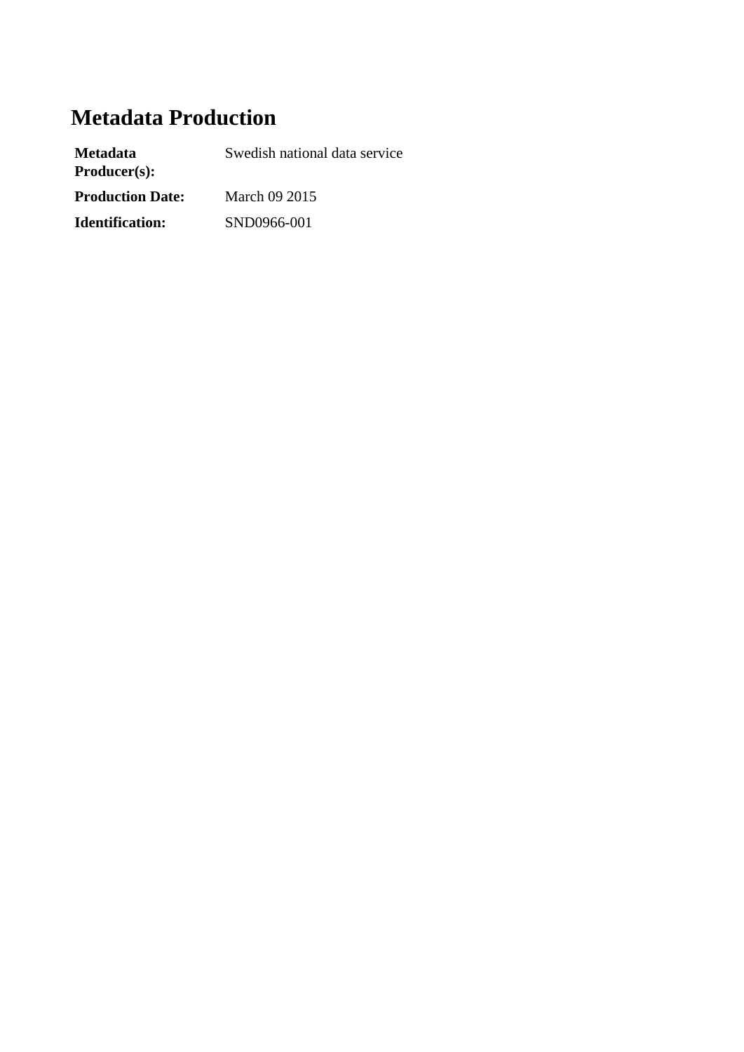# Metadata Production

| | |
|---|---|
| **Metadata Producer(s):** | Swedish national data service |
| **Production Date:** | March 09 2015 |
| **Identification:** | SND0966-001 |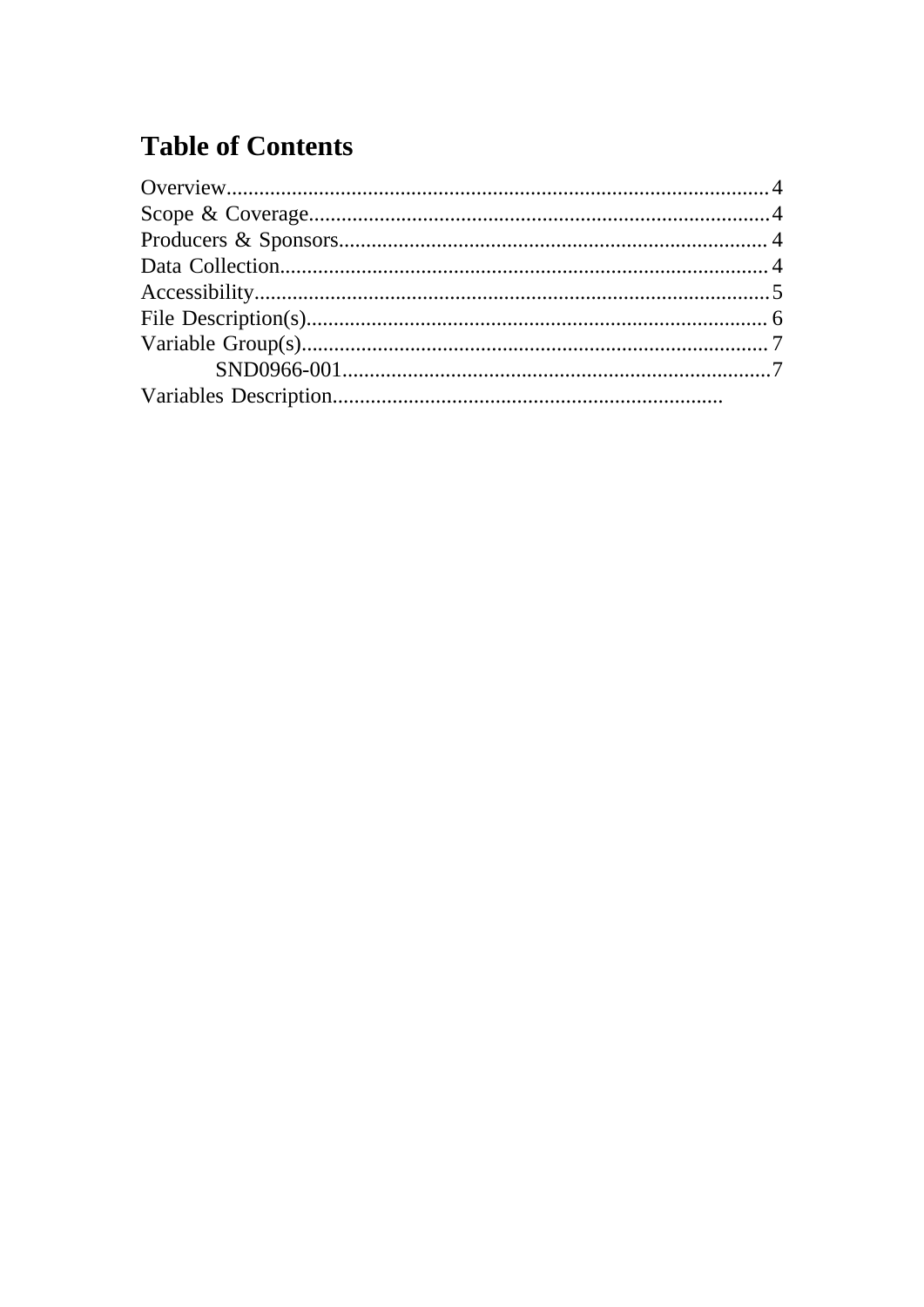# Table of Contents

Overview....................................................................................................4
Scope & Coverage.....................................................................................4
Producers & Sponsors...............................................................................4
Data Collection..........................................................................................4
Accessibility...............................................................................................5
File Description(s).....................................................................................6
Variable Group(s)......................................................................................7
    SND0966-001...............................................................................7
Variables Description.......................................................................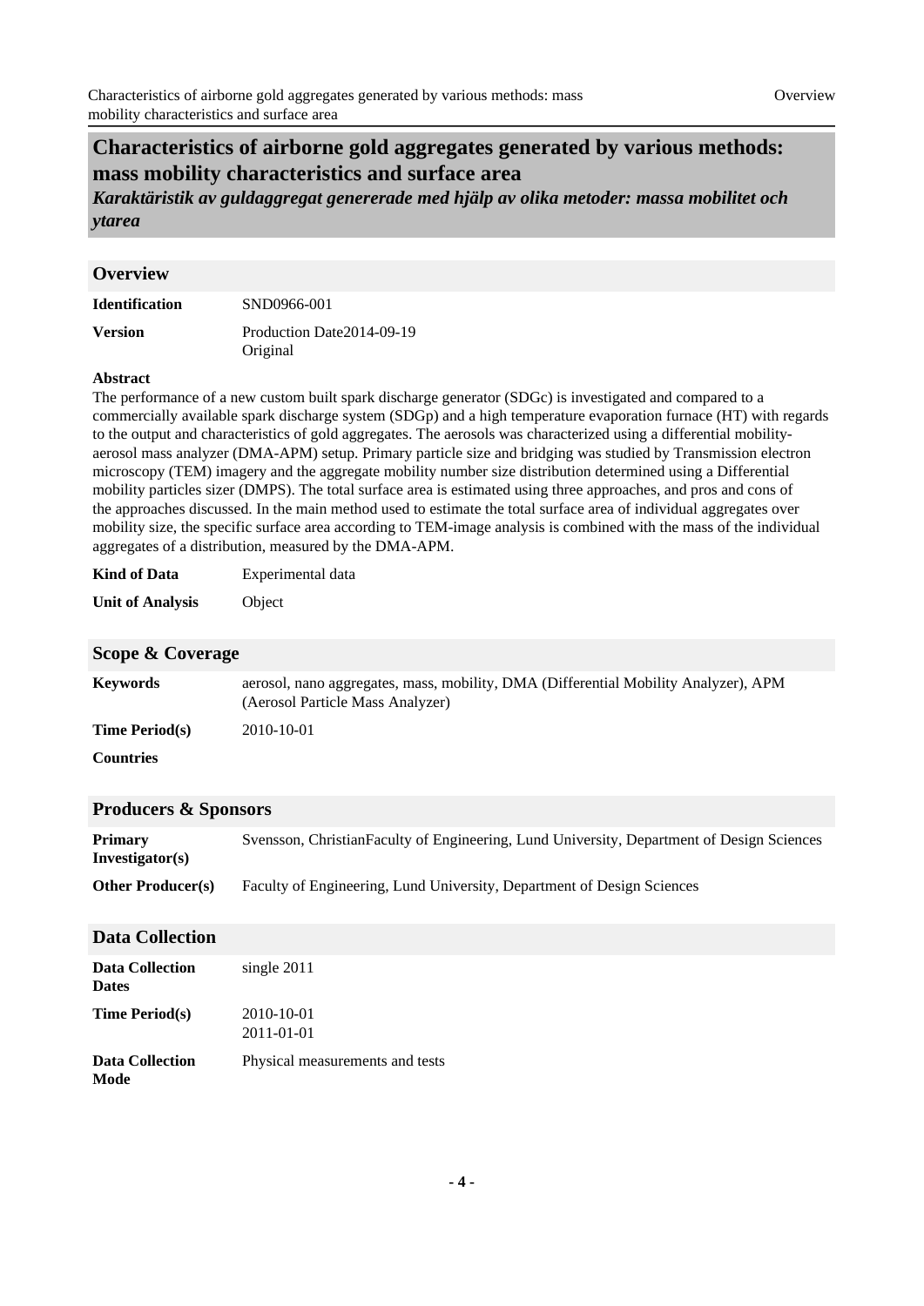# Characteristics of airborne gold aggregates generated by various methods: mass mobility characteristics and surface area

***Karaktäristik av guldaggregat genererade med hjälp av olika metoder: massa mobilitet och ytarea***

## Overview

| | |
|---|---|
| **Identification** | SND0966-001 |
| **Version** | Production Date2014-09-19<br>Original |

**Abstract**

The performance of a new custom built spark discharge generator (SDGc) is investigated and compared to a commercially available spark discharge system (SDGp) and a high temperature evaporation furnace (HT) with regards to the output and characteristics of gold aggregates. The aerosols was characterized using a differential mobility-aerosol mass analyzer (DMA-APM) setup. Primary particle size and bridging was studied by Transmission electron microscopy (TEM) imagery and the aggregate mobility number size distribution determined using a Differential mobility particles sizer (DMPS). The total surface area is estimated using three approaches, and pros and cons of the approaches discussed. In the main method used to estimate the total surface area of individual aggregates over mobility size, the specific surface area according to TEM-image analysis is combined with the mass of the individual aggregates of a distribution, measured by the DMA-APM.

| | |
|---|---|
| **Kind of Data** | Experimental data |
| **Unit of Analysis** | Object |

## Scope & Coverage

| | |
|---|---|
| **Keywords** | aerosol, nano aggregates, mass, mobility, DMA (Differential Mobility Analyzer), APM (Aerosol Particle Mass Analyzer) |
| **Time Period(s)** | 2010-10-01 |
| **Countries** | |

## Producers & Sponsors

| | |
|---|---|
| **Primary Investigator(s)** | Svensson, ChristianFaculty of Engineering, Lund University, Department of Design Sciences |
| **Other Producer(s)** | Faculty of Engineering, Lund University, Department of Design Sciences |

## Data Collection

| | |
|---|---|
| **Data Collection Dates** | single 2011 |
| **Time Period(s)** | 2010-10-01<br>2011-01-01 |
| **Data Collection Mode** | Physical measurements and tests |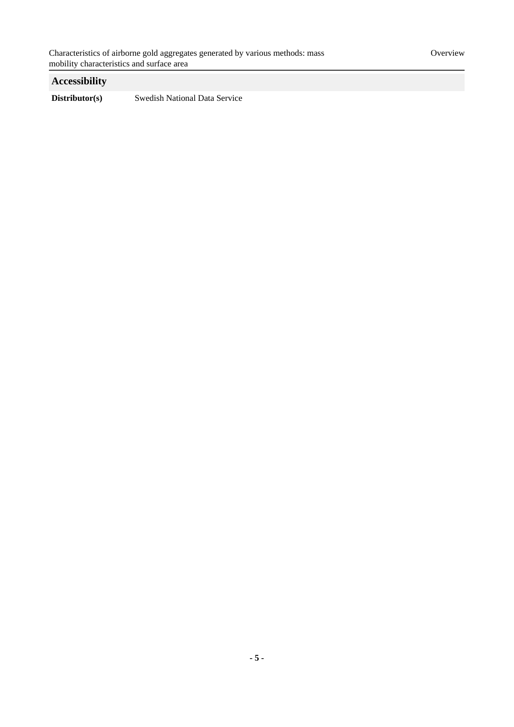## Accessibility

**Distributor(s)** Swedish National Data Service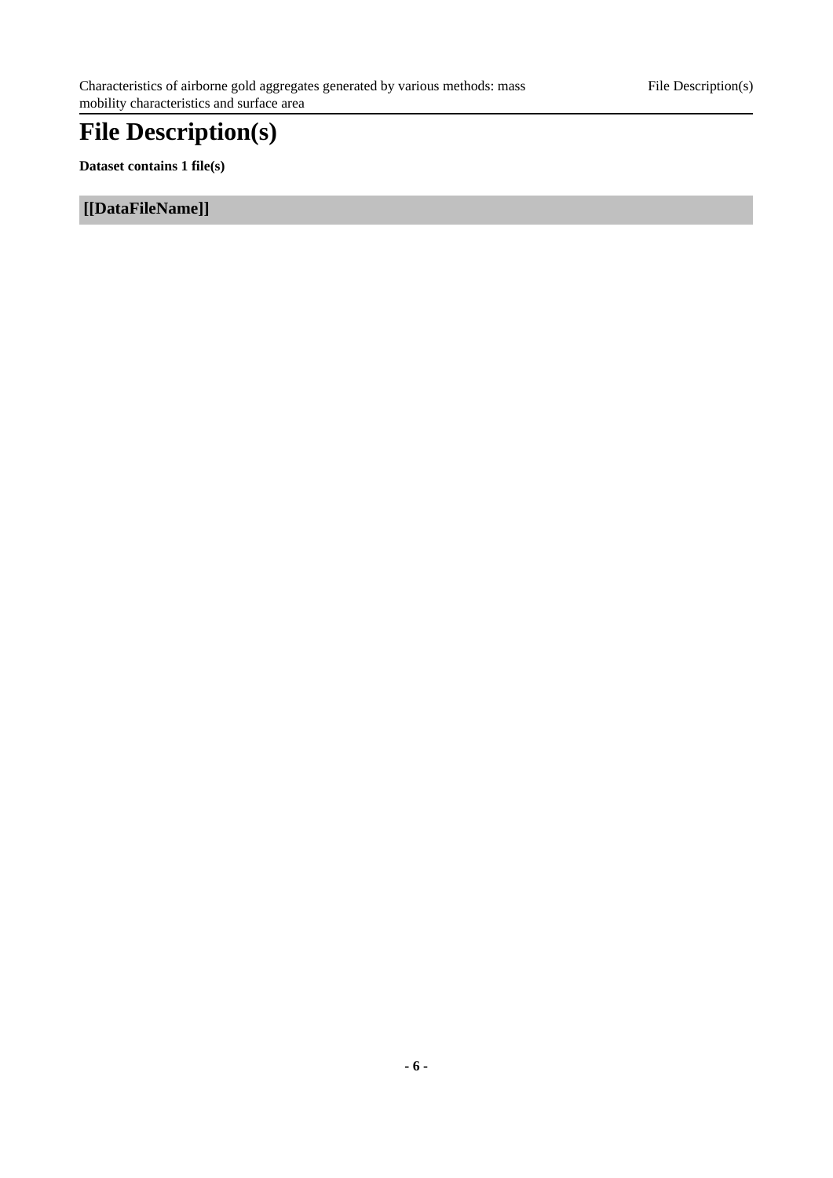# File Description(s)

**Dataset contains 1 file(s)**

## [[DataFileName]]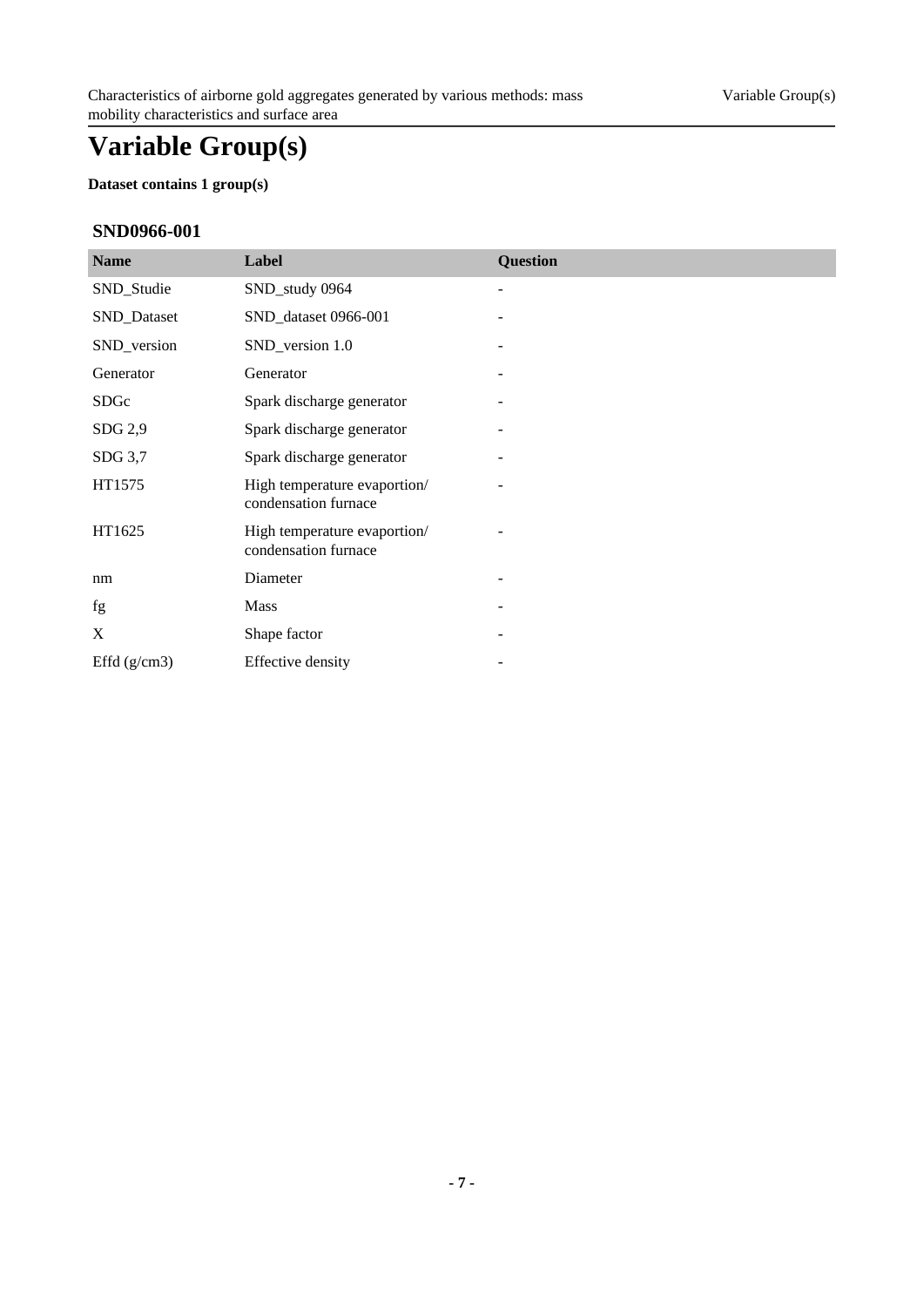# Variable Group(s)

**Dataset contains 1 group(s)**

### SND0966-001

| Name | Label | Question |
|---|---|---|
| SND_Studie | SND_study 0964 | - |
| SND_Dataset | SND_dataset 0966-001 | - |
| SND_version | SND_version 1.0 | - |
| Generator | Generator | - |
| SDGc | Spark discharge generator | - |
| SDG 2,9 | Spark discharge generator | - |
| SDG 3,7 | Spark discharge generator | - |
| HT1575 | High temperature evaportion/ condensation furnace | - |
| HT1625 | High temperature evaportion/ condensation furnace | - |
| nm | Diameter | - |
| fg | Mass | - |
| X | Shape factor | - |
| Effd (g/cm3) | Effective density | - |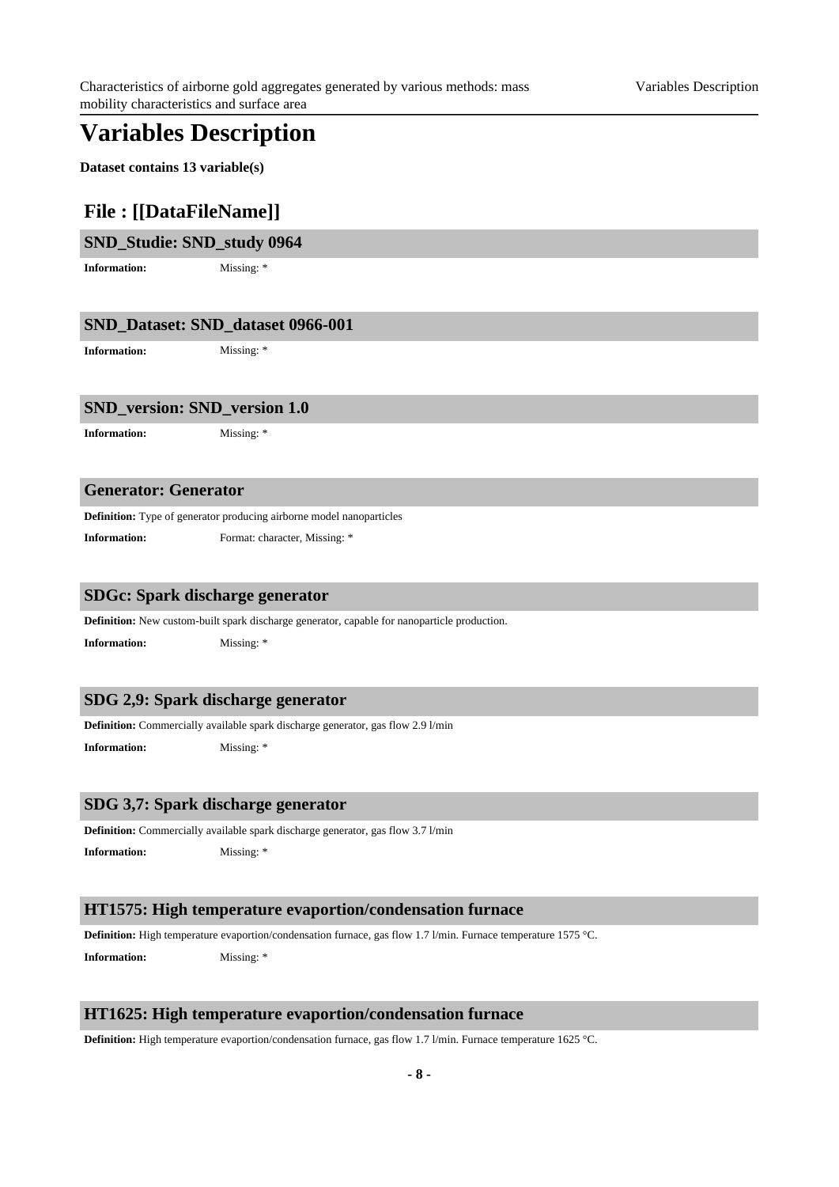# Variables Description

**Dataset contains 13 variable(s)**

## File : [[DataFileName]]

### SND_Studie: SND_study 0964

**Information:** Missing: *

### SND_Dataset: SND_dataset 0966-001

**Information:** Missing: *

### SND_version: SND_version 1.0

**Information:** Missing: *

### Generator: Generator

**Definition:** Type of generator producing airborne model nanoparticles

**Information:** Format: character, Missing: *

### SDGc: Spark discharge generator

**Definition:** New custom-built spark discharge generator, capable for nanoparticle production.

**Information:** Missing: *

### SDG 2,9: Spark discharge generator

**Definition:** Commercially available spark discharge generator, gas flow 2.9 l/min

**Information:** Missing: *

### SDG 3,7: Spark discharge generator

**Definition:** Commercially available spark discharge generator, gas flow 3.7 l/min

**Information:** Missing: *

### HT1575: High temperature evaportion/condensation furnace

**Definition:** High temperature evaportion/condensation furnace, gas flow 1.7 l/min. Furnace temperature 1575 °C.

**Information:** Missing: *

### HT1625: High temperature evaportion/condensation furnace

**Definition:** High temperature evaportion/condensation furnace, gas flow 1.7 l/min. Furnace temperature 1625 °C.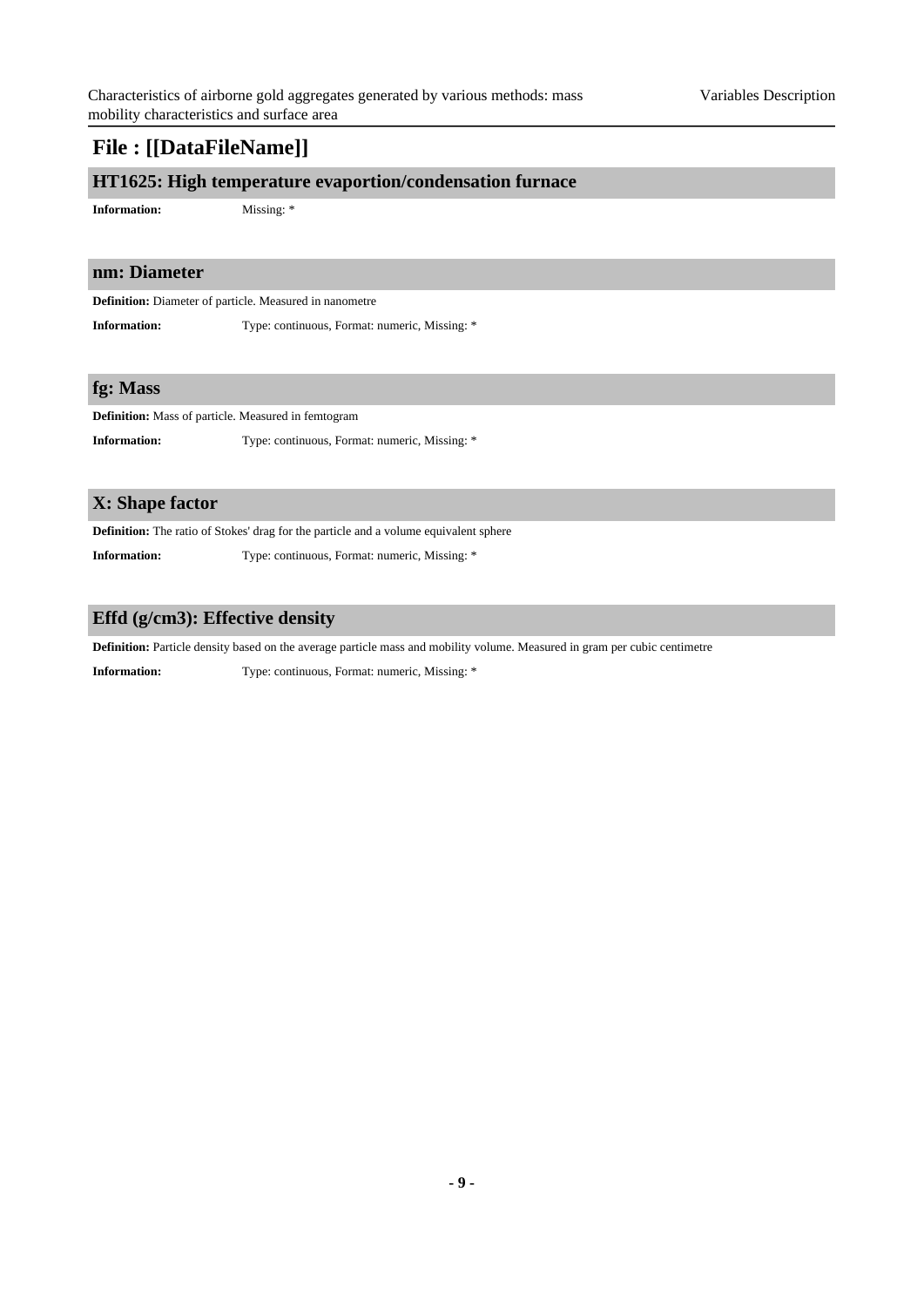# File : [[DataFileName]]

## HT1625: High temperature evaportion/condensation furnace

**Information:** Missing: *

## nm: Diameter

**Definition:** Diameter of particle. Measured in nanometre

**Information:** Type: continuous, Format: numeric, Missing: *

## fg: Mass

**Definition:** Mass of particle. Measured in femtogram

**Information:** Type: continuous, Format: numeric, Missing: *

## X: Shape factor

**Definition:** The ratio of Stokes' drag for the particle and a volume equivalent sphere

**Information:** Type: continuous, Format: numeric, Missing: *

## Effd (g/cm3): Effective density

**Definition:** Particle density based on the average particle mass and mobility volume. Measured in gram per cubic centimetre

**Information:** Type: continuous, Format: numeric, Missing: *